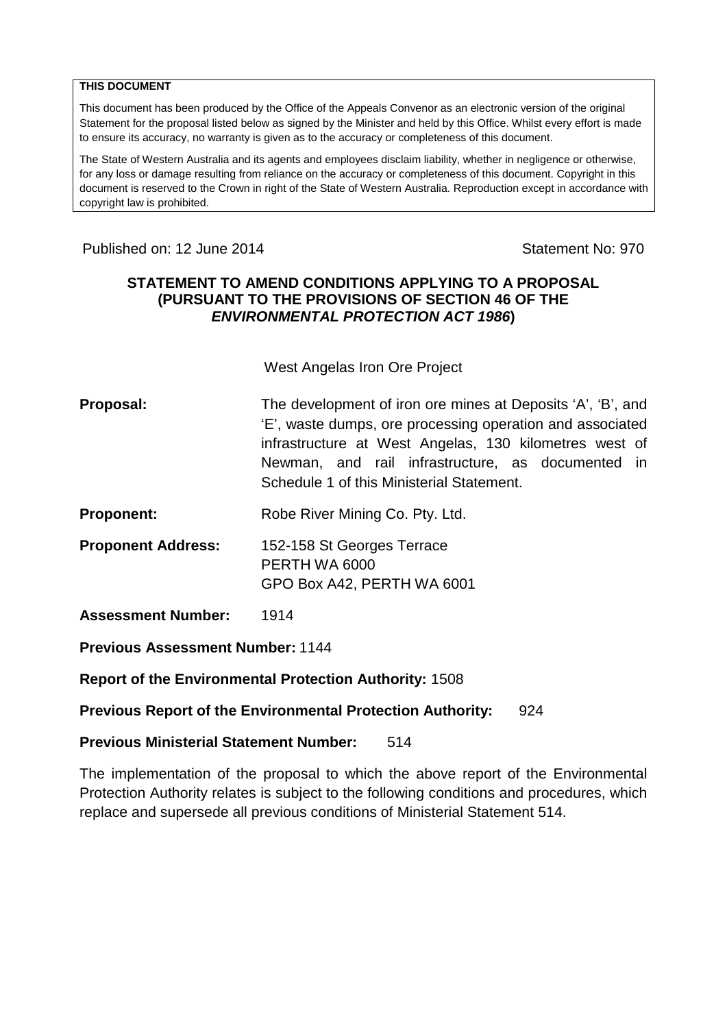**THIS DOCUMENT**

This document has been produced by the Office of the Appeals Convenor as an electronic version of the original Statement for the proposal listed below as signed by the Minister and held by this Office. Whilst every effort is made to ensure its accuracy, no warranty is given as to the accuracy or completeness of this document.

The State of Western Australia and its agents and employees disclaim liability, whether in negligence or otherwise, for any loss or damage resulting from reliance on the accuracy or completeness of this document. Copyright in this document is reserved to the Crown in right of the State of Western Australia. Reproduction except in accordance with copyright law is prohibited.

Published on: 12 June 2014

Statement No: 970

## STATEMENT TO AMEND CONDITIONS APPLYING TO A PROPOSAL (PURSUANT TO THE PROVISIONS OF SECTION 46 OF THE *ENVIRONMENTAL PROTECTION ACT 1986*)

West Angelas Iron Ore Project

**Proposal:** The development of iron ore mines at Deposits 'A', 'B', and 'E', waste dumps, ore processing operation and associated infrastructure at West Angelas, 130 kilometres west of Newman, and rail infrastructure, as documented in Schedule 1 of this Ministerial Statement.

**Proponent:** Robe River Mining Co. Pty. Ltd.

**Proponent Address:** 152-158 St Georges Terrace
PERTH WA 6000
GPO Box A42, PERTH WA 6001

**Assessment Number:** 1914

**Previous Assessment Number:** 1144

**Report of the Environmental Protection Authority:** 1508

**Previous Report of the Environmental Protection Authority:** 924

**Previous Ministerial Statement Number:** 514

The implementation of the proposal to which the above report of the Environmental Protection Authority relates is subject to the following conditions and procedures, which replace and supersede all previous conditions of Ministerial Statement 514.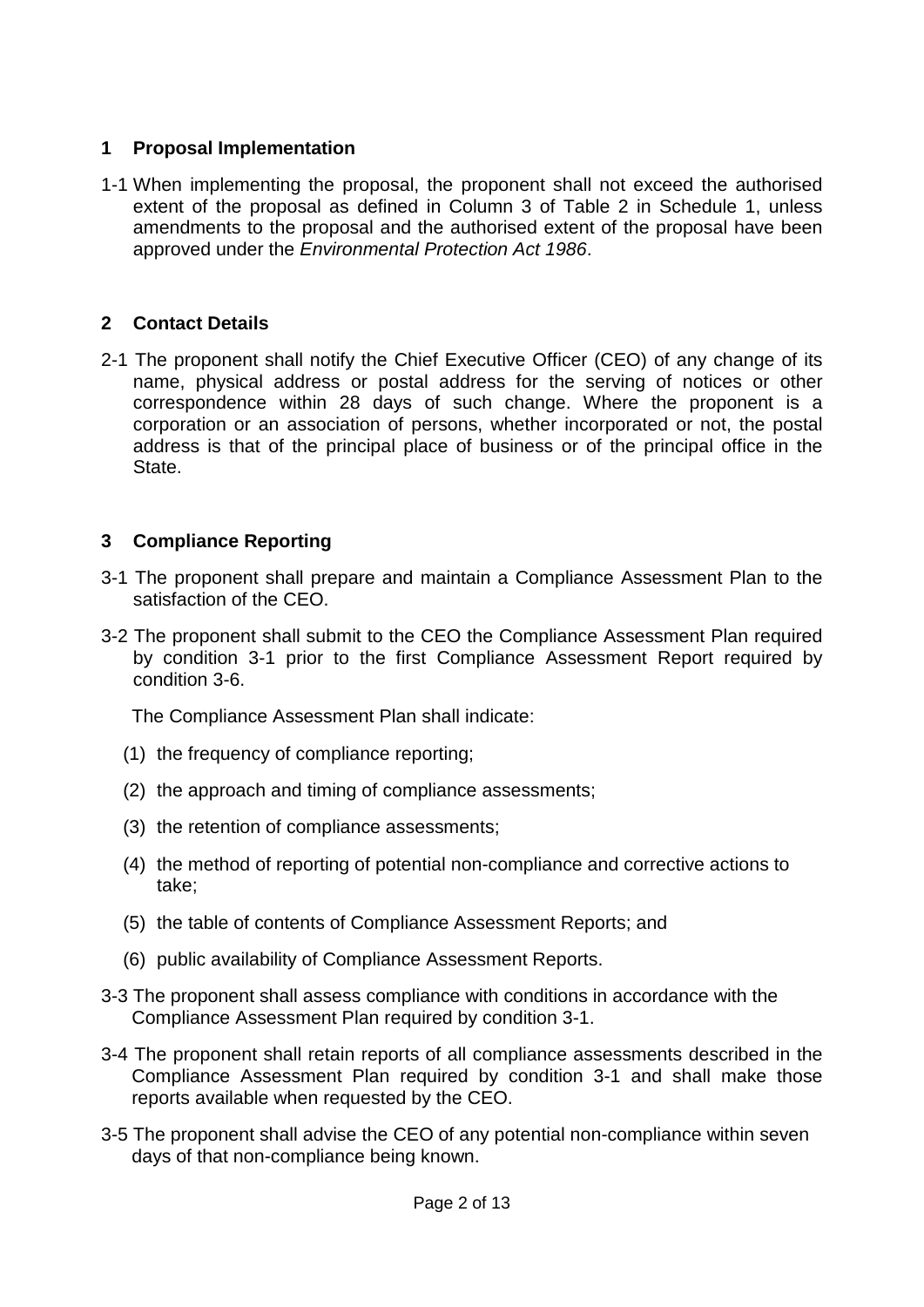## 1 Proposal Implementation

1-1 When implementing the proposal, the proponent shall not exceed the authorised extent of the proposal as defined in Column 3 of Table 2 in Schedule 1, unless amendments to the proposal and the authorised extent of the proposal have been approved under the *Environmental Protection Act 1986*.

## 2 Contact Details

2-1 The proponent shall notify the Chief Executive Officer (CEO) of any change of its name, physical address or postal address for the serving of notices or other correspondence within 28 days of such change. Where the proponent is a corporation or an association of persons, whether incorporated or not, the postal address is that of the principal place of business or of the principal office in the State.

## 3 Compliance Reporting

3-1 The proponent shall prepare and maintain a Compliance Assessment Plan to the satisfaction of the CEO.

3-2 The proponent shall submit to the CEO the Compliance Assessment Plan required by condition 3-1 prior to the first Compliance Assessment Report required by condition 3-6.

The Compliance Assessment Plan shall indicate:

(1) the frequency of compliance reporting;

(2) the approach and timing of compliance assessments;

(3) the retention of compliance assessments;

(4) the method of reporting of potential non-compliance and corrective actions to take;

(5) the table of contents of Compliance Assessment Reports; and

(6) public availability of Compliance Assessment Reports.

3-3 The proponent shall assess compliance with conditions in accordance with the Compliance Assessment Plan required by condition 3-1.

3-4 The proponent shall retain reports of all compliance assessments described in the Compliance Assessment Plan required by condition 3-1 and shall make those reports available when requested by the CEO.

3-5 The proponent shall advise the CEO of any potential non-compliance within seven days of that non-compliance being known.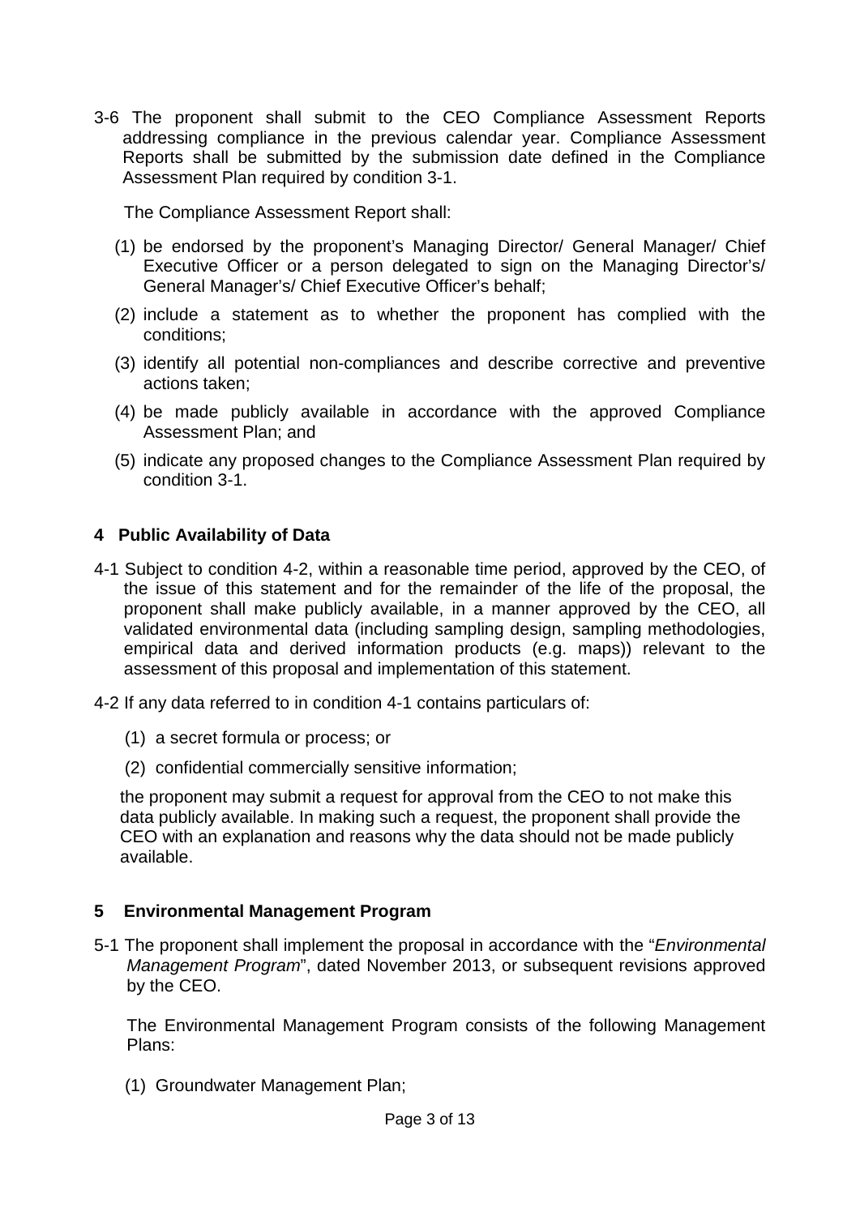3-6 The proponent shall submit to the CEO Compliance Assessment Reports addressing compliance in the previous calendar year. Compliance Assessment Reports shall be submitted by the submission date defined in the Compliance Assessment Plan required by condition 3-1.

The Compliance Assessment Report shall:

(1) be endorsed by the proponent's Managing Director/ General Manager/ Chief Executive Officer or a person delegated to sign on the Managing Director's/ General Manager's/ Chief Executive Officer's behalf;

(2) include a statement as to whether the proponent has complied with the conditions;

(3) identify all potential non-compliances and describe corrective and preventive actions taken;

(4) be made publicly available in accordance with the approved Compliance Assessment Plan; and

(5) indicate any proposed changes to the Compliance Assessment Plan required by condition 3-1.

## 4 Public Availability of Data

4-1 Subject to condition 4-2, within a reasonable time period, approved by the CEO, of the issue of this statement and for the remainder of the life of the proposal, the proponent shall make publicly available, in a manner approved by the CEO, all validated environmental data (including sampling design, sampling methodologies, empirical data and derived information products (e.g. maps)) relevant to the assessment of this proposal and implementation of this statement.

4-2 If any data referred to in condition 4-1 contains particulars of:

(1) a secret formula or process; or

(2) confidential commercially sensitive information;

the proponent may submit a request for approval from the CEO to not make this data publicly available. In making such a request, the proponent shall provide the CEO with an explanation and reasons why the data should not be made publicly available.

## 5 Environmental Management Program

5-1 The proponent shall implement the proposal in accordance with the "*Environmental Management Program*", dated November 2013, or subsequent revisions approved by the CEO.

The Environmental Management Program consists of the following Management Plans:

(1) Groundwater Management Plan;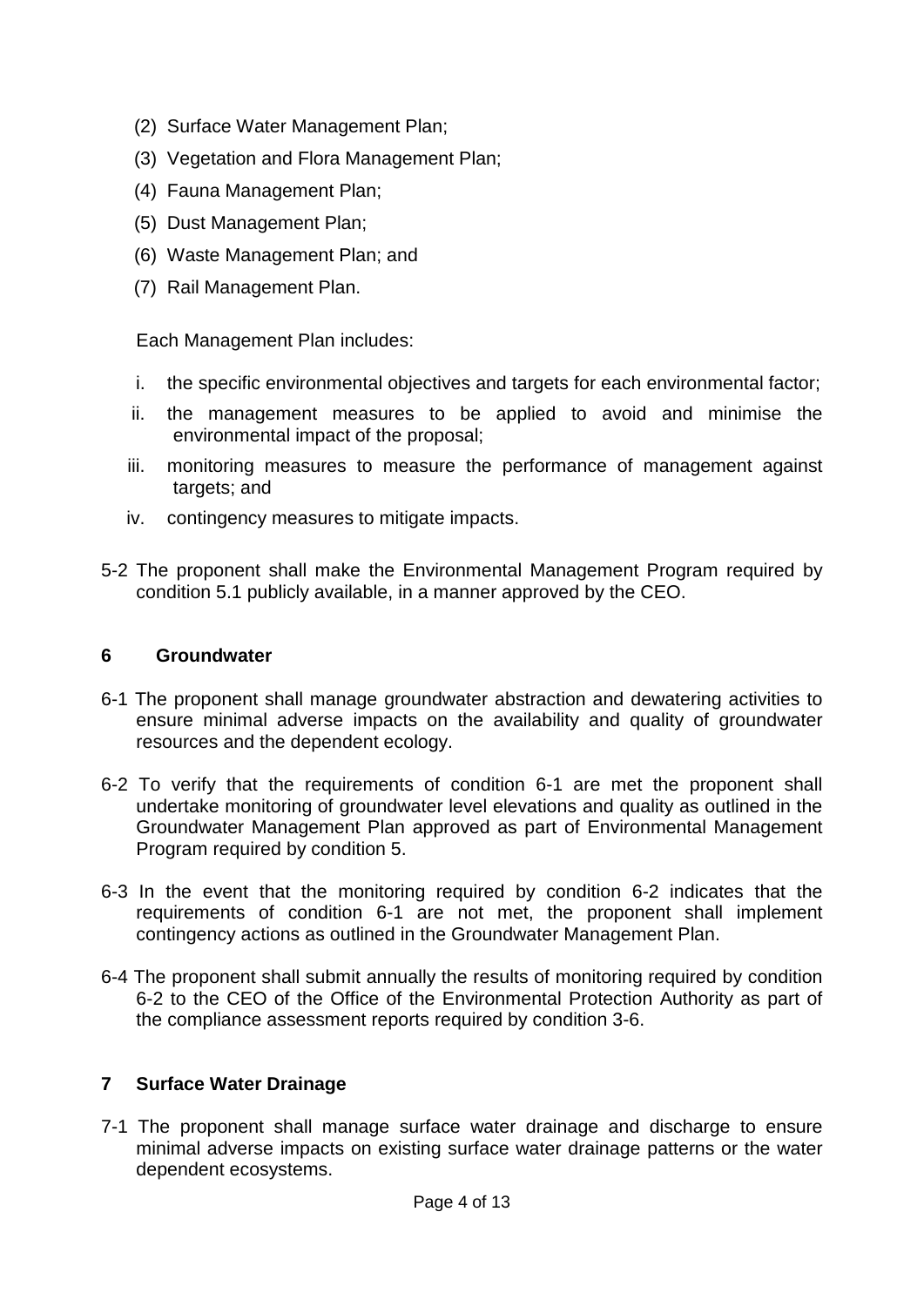(2) Surface Water Management Plan;

(3) Vegetation and Flora Management Plan;

(4) Fauna Management Plan;

(5) Dust Management Plan;

(6) Waste Management Plan; and

(7) Rail Management Plan.

Each Management Plan includes:

i. the specific environmental objectives and targets for each environmental factor;

ii. the management measures to be applied to avoid and minimise the environmental impact of the proposal;

iii. monitoring measures to measure the performance of management against targets; and

iv. contingency measures to mitigate impacts.

5-2 The proponent shall make the Environmental Management Program required by condition 5.1 publicly available, in a manner approved by the CEO.

## 6 Groundwater

6-1 The proponent shall manage groundwater abstraction and dewatering activities to ensure minimal adverse impacts on the availability and quality of groundwater resources and the dependent ecology.

6-2 To verify that the requirements of condition 6-1 are met the proponent shall undertake monitoring of groundwater level elevations and quality as outlined in the Groundwater Management Plan approved as part of Environmental Management Program required by condition 5.

6-3 In the event that the monitoring required by condition 6-2 indicates that the requirements of condition 6-1 are not met, the proponent shall implement contingency actions as outlined in the Groundwater Management Plan.

6-4 The proponent shall submit annually the results of monitoring required by condition 6-2 to the CEO of the Office of the Environmental Protection Authority as part of the compliance assessment reports required by condition 3-6.

## 7 Surface Water Drainage

7-1 The proponent shall manage surface water drainage and discharge to ensure minimal adverse impacts on existing surface water drainage patterns or the water dependent ecosystems.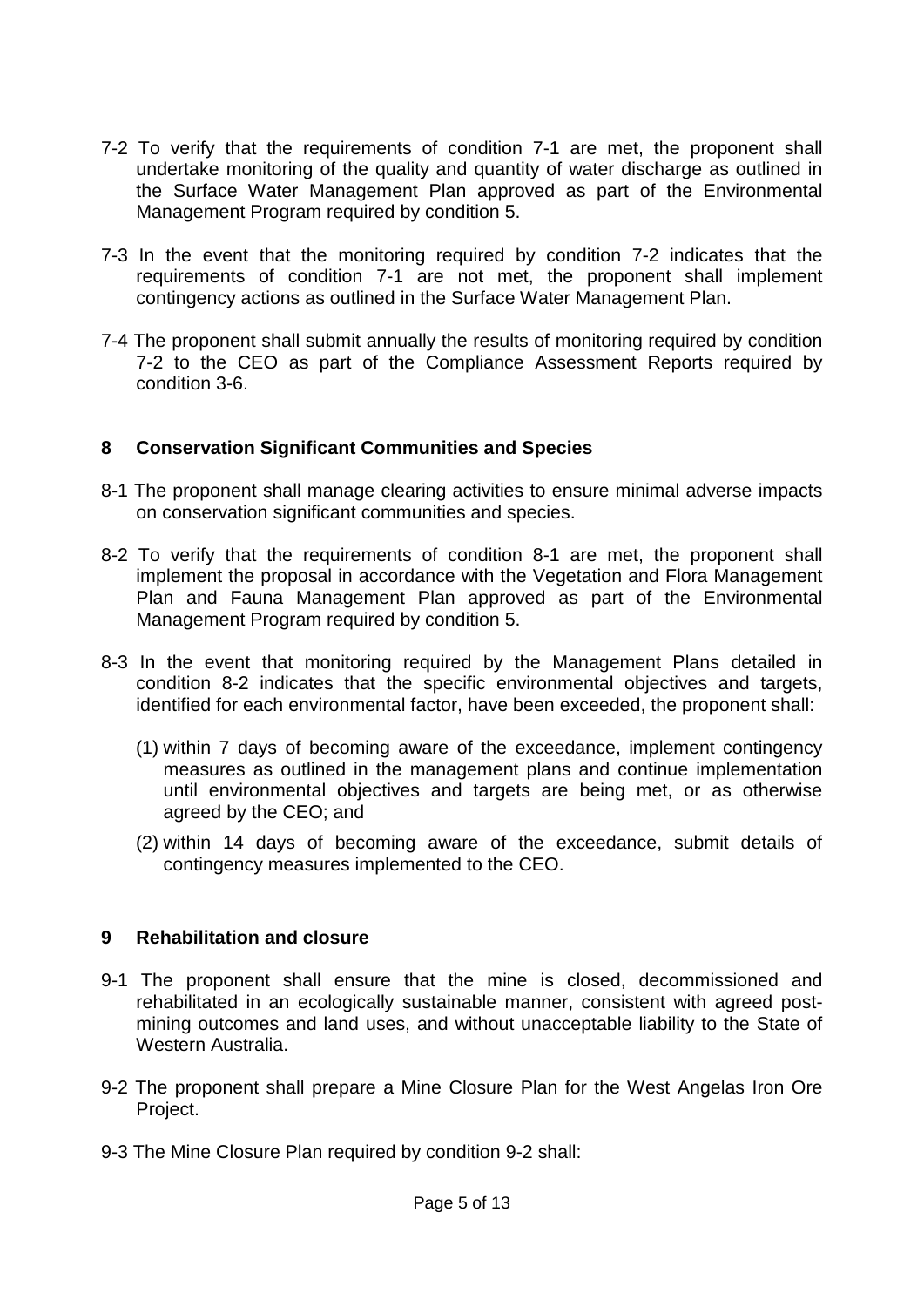7-2 To verify that the requirements of condition 7-1 are met, the proponent shall undertake monitoring of the quality and quantity of water discharge as outlined in the Surface Water Management Plan approved as part of the Environmental Management Program required by condition 5.

7-3 In the event that the monitoring required by condition 7-2 indicates that the requirements of condition 7-1 are not met, the proponent shall implement contingency actions as outlined in the Surface Water Management Plan.

7-4 The proponent shall submit annually the results of monitoring required by condition 7-2 to the CEO as part of the Compliance Assessment Reports required by condition 3-6.

## 8 Conservation Significant Communities and Species

8-1 The proponent shall manage clearing activities to ensure minimal adverse impacts on conservation significant communities and species.

8-2 To verify that the requirements of condition 8-1 are met, the proponent shall implement the proposal in accordance with the Vegetation and Flora Management Plan and Fauna Management Plan approved as part of the Environmental Management Program required by condition 5.

8-3 In the event that monitoring required by the Management Plans detailed in condition 8-2 indicates that the specific environmental objectives and targets, identified for each environmental factor, have been exceeded, the proponent shall:

(1) within 7 days of becoming aware of the exceedance, implement contingency measures as outlined in the management plans and continue implementation until environmental objectives and targets are being met, or as otherwise agreed by the CEO; and

(2) within 14 days of becoming aware of the exceedance, submit details of contingency measures implemented to the CEO.

## 9 Rehabilitation and closure

9-1 The proponent shall ensure that the mine is closed, decommissioned and rehabilitated in an ecologically sustainable manner, consistent with agreed post-mining outcomes and land uses, and without unacceptable liability to the State of Western Australia.

9-2 The proponent shall prepare a Mine Closure Plan for the West Angelas Iron Ore Project.

9-3 The Mine Closure Plan required by condition 9-2 shall: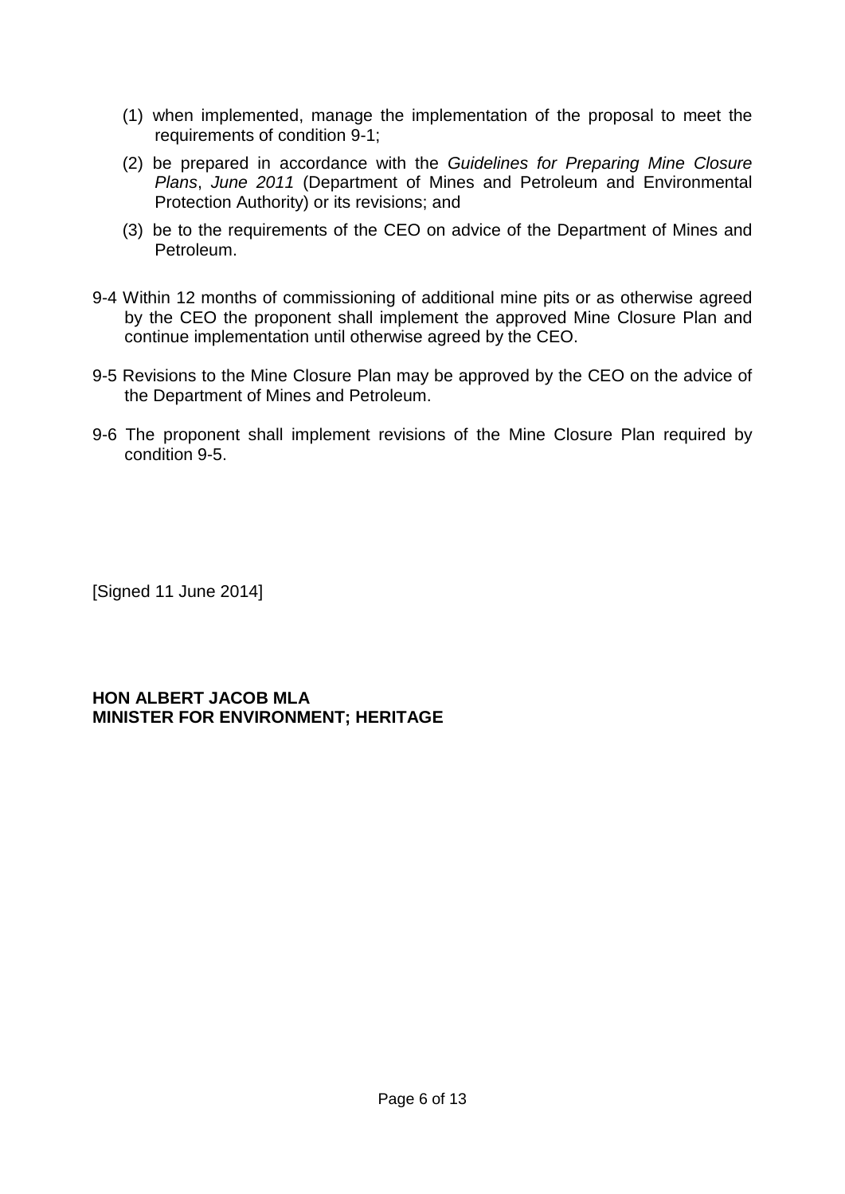(1) when implemented, manage the implementation of the proposal to meet the requirements of condition 9-1;

(2) be prepared in accordance with the *Guidelines for Preparing Mine Closure Plans*, *June 2011* (Department of Mines and Petroleum and Environmental Protection Authority) or its revisions; and

(3) be to the requirements of the CEO on advice of the Department of Mines and Petroleum.

9-4 Within 12 months of commissioning of additional mine pits or as otherwise agreed by the CEO the proponent shall implement the approved Mine Closure Plan and continue implementation until otherwise agreed by the CEO.

9-5 Revisions to the Mine Closure Plan may be approved by the CEO on the advice of the Department of Mines and Petroleum.

9-6 The proponent shall implement revisions of the Mine Closure Plan required by condition 9-5.

[Signed 11 June 2014]

**HON ALBERT JACOB MLA**
**MINISTER FOR ENVIRONMENT; HERITAGE**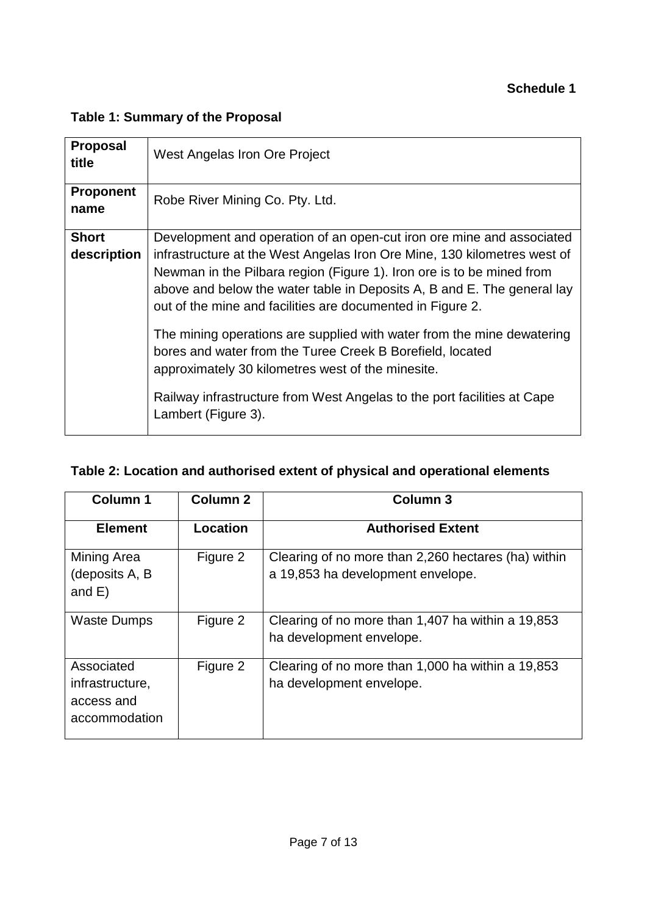**Schedule 1**

**Table 1: Summary of the Proposal**

| **Proposal title** | West Angelas Iron Ore Project |
|---|---|
| **Proponent name** | Robe River Mining Co. Pty. Ltd. |
| **Short description** | Development and operation of an open-cut iron ore mine and associated infrastructure at the West Angelas Iron Ore Mine, 130 kilometres west of Newman in the Pilbara region (Figure 1). Iron ore is to be mined from above and below the water table in Deposits A, B and E. The general lay out of the mine and facilities are documented in Figure 2.<br><br>The mining operations are supplied with water from the mine dewatering bores and water from the Turee Creek B Borefield, located approximately 30 kilometres west of the minesite.<br><br>Railway infrastructure from West Angelas to the port facilities at Cape Lambert (Figure 3). |

**Table 2: Location and authorised extent of physical and operational elements**

| **Column 1** | **Column 2** | **Column 3** |
|---|---|---|
| **Element** | **Location** | **Authorised Extent** |
| Mining Area (deposits A, B and E) | Figure 2 | Clearing of no more than 2,260 hectares (ha) within a 19,853 ha development envelope. |
| Waste Dumps | Figure 2 | Clearing of no more than 1,407 ha within a 19,853 ha development envelope. |
| Associated infrastructure, access and accommodation | Figure 2 | Clearing of no more than 1,000 ha within a 19,853 ha development envelope. |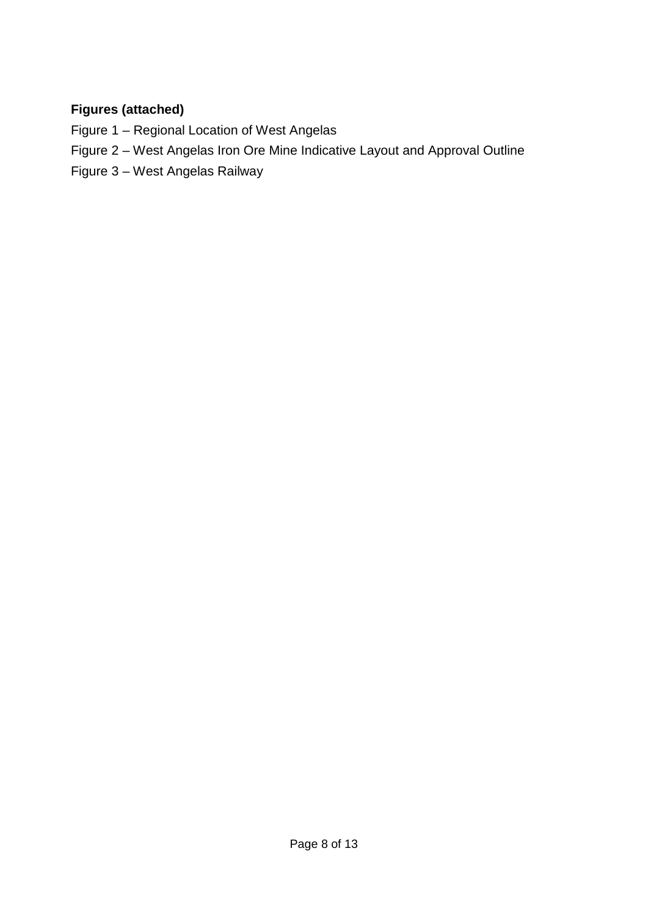**Figures (attached)**

Figure 1 – Regional Location of West Angelas

Figure 2 – West Angelas Iron Ore Mine Indicative Layout and Approval Outline

Figure 3 – West Angelas Railway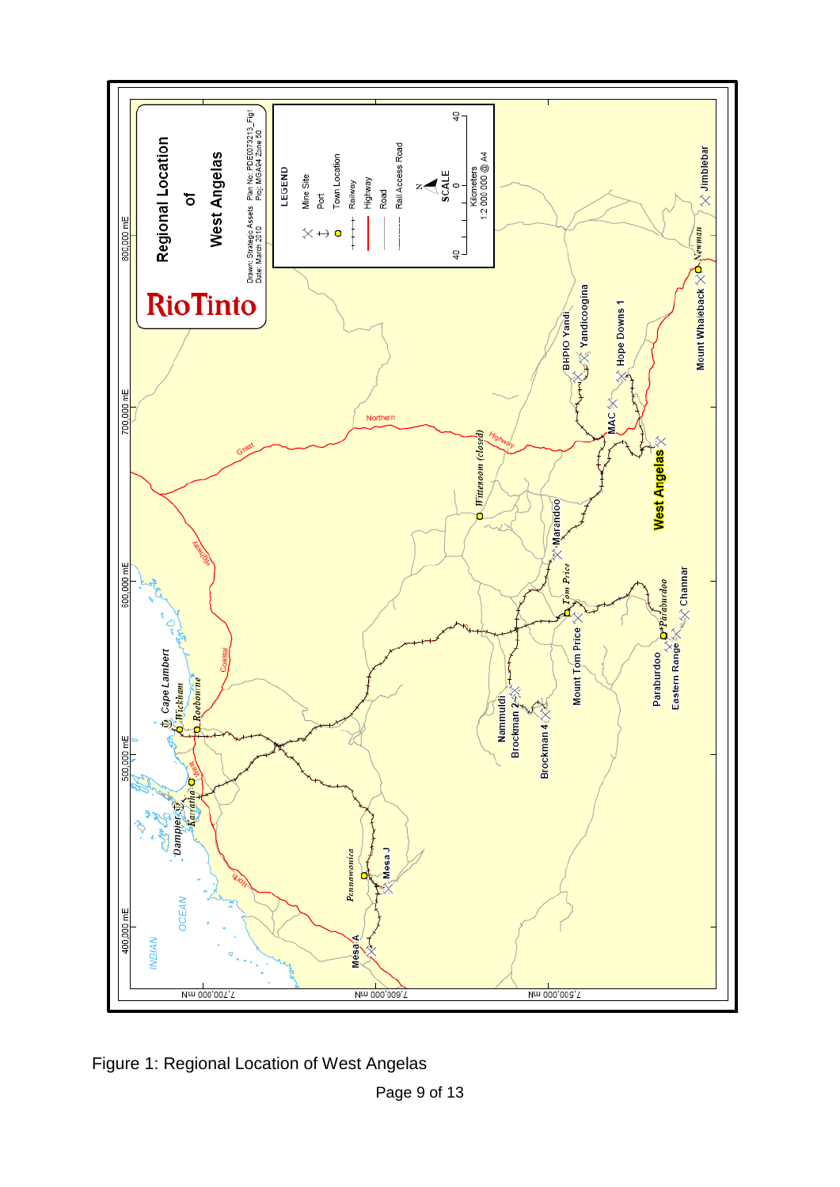Figure 1: Regional Location of West Angelas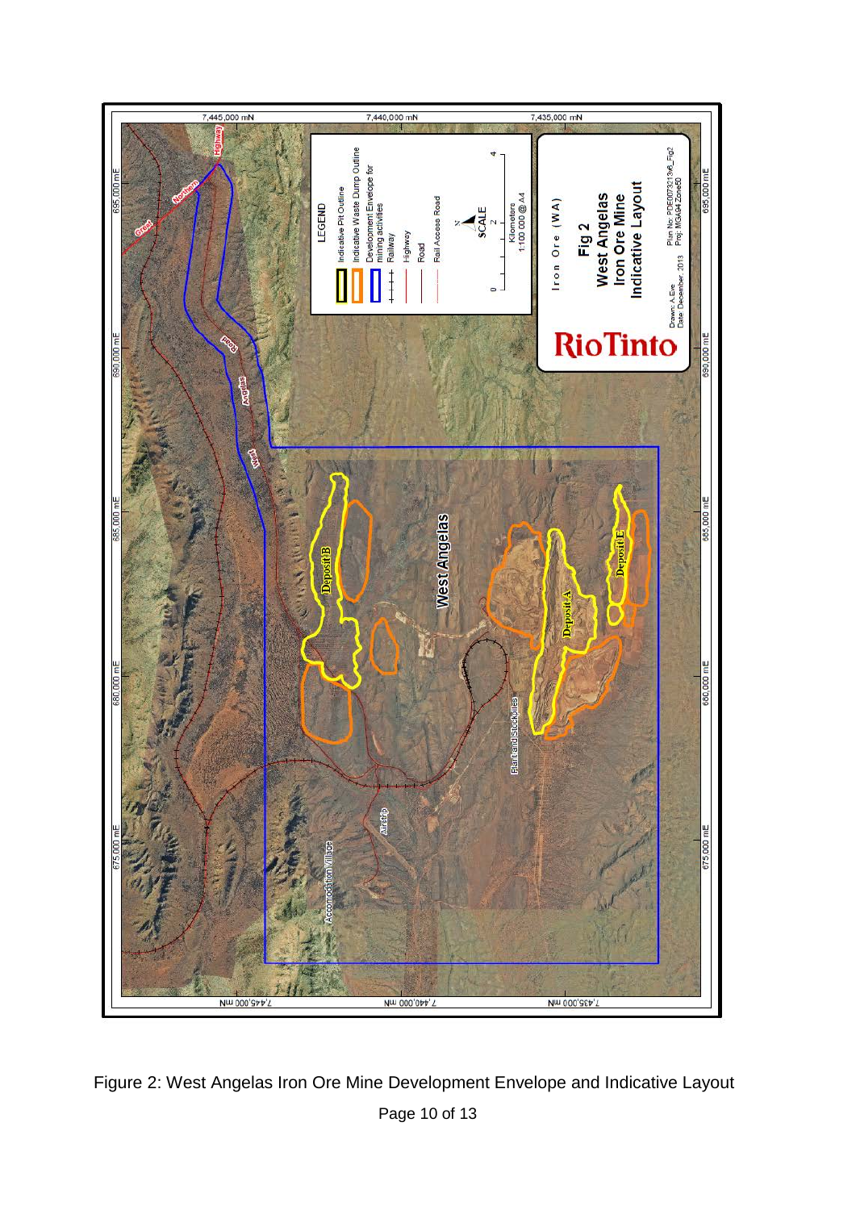Figure 2: West Angelas Iron Ore Mine Development Envelope and Indicative Layout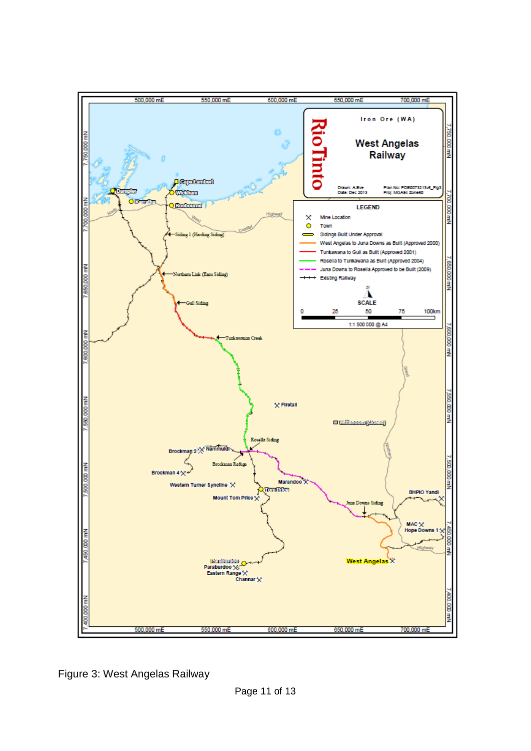Figure 3: West Angelas Railway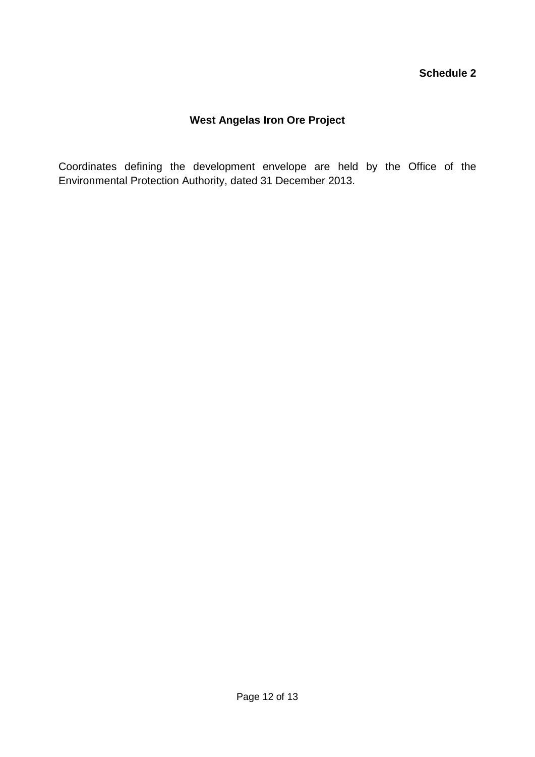**Schedule 2**

## West Angelas Iron Ore Project

Coordinates defining the development envelope are held by the Office of the Environmental Protection Authority, dated 31 December 2013.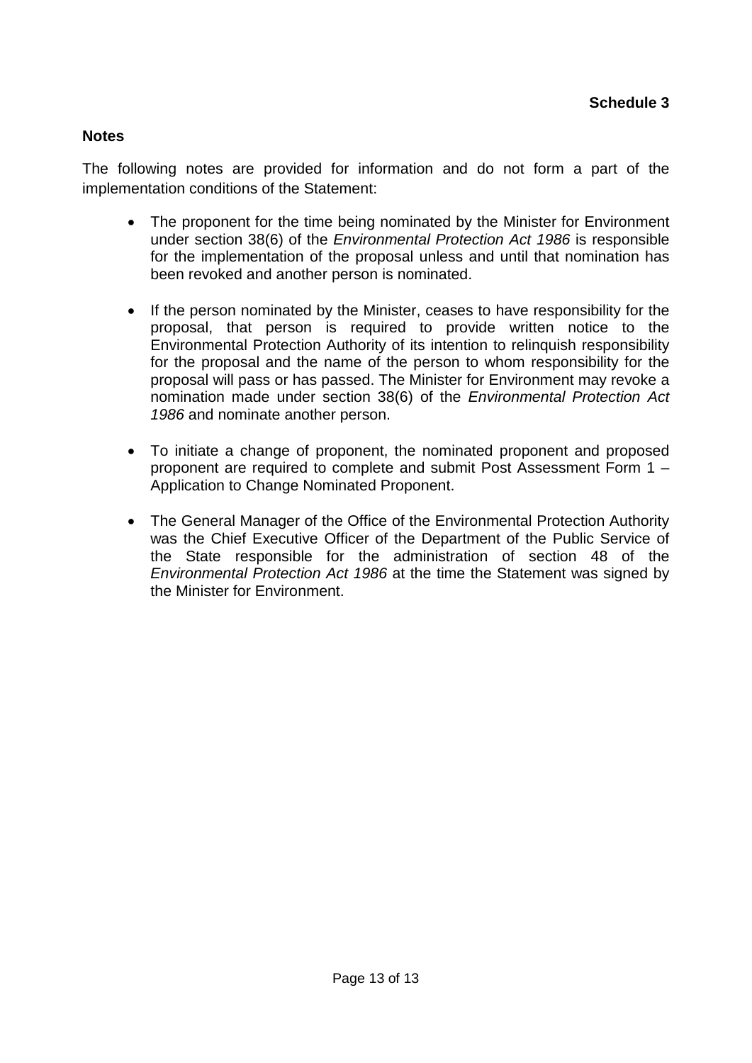**Schedule 3**

**Notes**

The following notes are provided for information and do not form a part of the implementation conditions of the Statement:

- The proponent for the time being nominated by the Minister for Environment under section 38(6) of the *Environmental Protection Act 1986* is responsible for the implementation of the proposal unless and until that nomination has been revoked and another person is nominated.
- If the person nominated by the Minister, ceases to have responsibility for the proposal, that person is required to provide written notice to the Environmental Protection Authority of its intention to relinquish responsibility for the proposal and the name of the person to whom responsibility for the proposal will pass or has passed. The Minister for Environment may revoke a nomination made under section 38(6) of the *Environmental Protection Act 1986* and nominate another person.
- To initiate a change of proponent, the nominated proponent and proposed proponent are required to complete and submit Post Assessment Form 1 – Application to Change Nominated Proponent.
- The General Manager of the Office of the Environmental Protection Authority was the Chief Executive Officer of the Department of the Public Service of the State responsible for the administration of section 48 of the *Environmental Protection Act 1986* at the time the Statement was signed by the Minister for Environment.